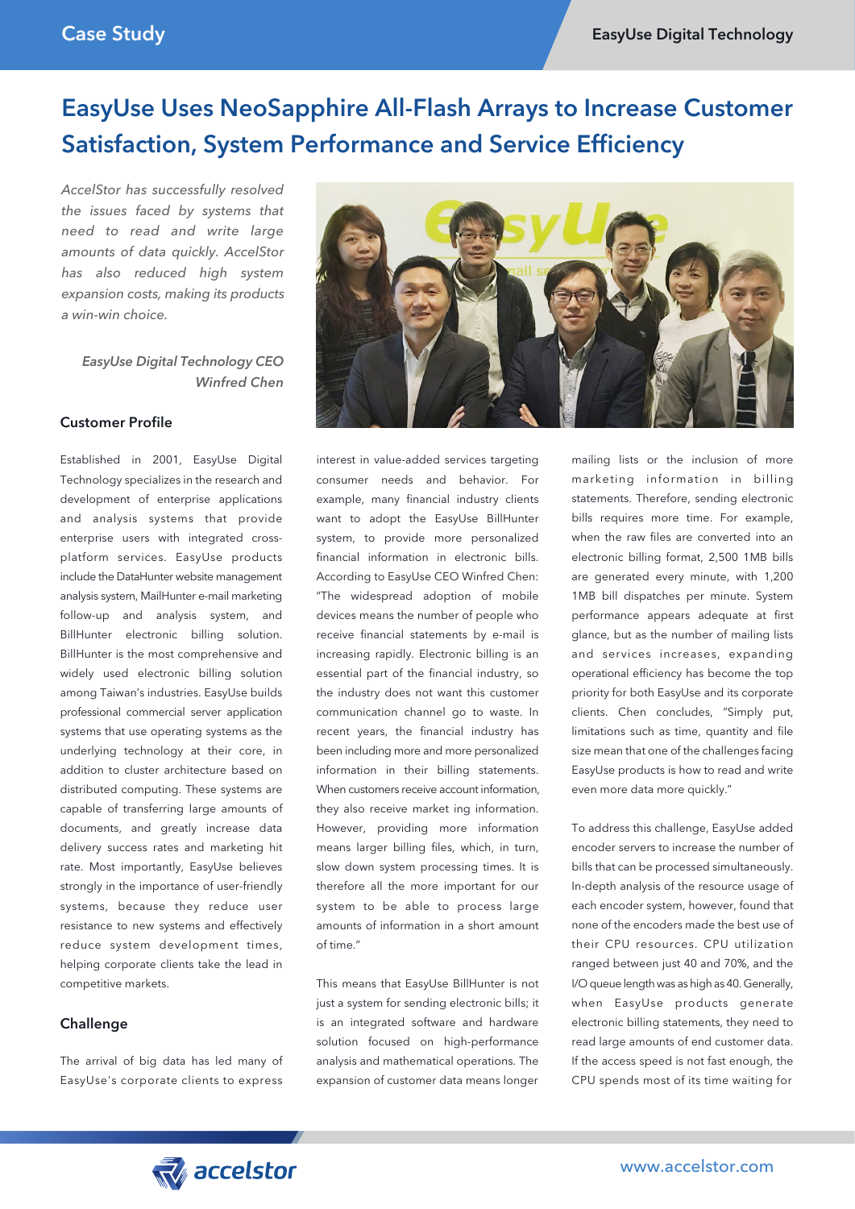# EasyUse Uses NeoSapphire All-Flash Arrays to Increase Customer Satisfaction, System Performance and Service Efficiency

*AccelStor has successfully resolved the issues faced by systems that need to read and write large amounts of data quickly. AccelStor has also reduced high system expansion costs, making its products a win-win choice.*

*EasyUse Digital Technology CEO Winfred Chen*

## Customer Profile

Established in 2001, EasyUse Digital Technology specializes in the research and development of enterprise applications and analysis systems that provide enterprise users with integrated cross-platform services. EasyUse products include the DataHunter website management analysis system, MailHunter e-mail marketing follow-up and analysis system, and BillHunter electronic billing solution. BillHunter is the most comprehensive and widely used electronic billing solution among Taiwan's industries. EasyUse builds professional commercial server application systems that use operating systems as the underlying technology at their core, in addition to cluster architecture based on distributed computing. These systems are capable of transferring large amounts of documents, and greatly increase data delivery success rates and marketing hit rate. Most importantly, EasyUse believes strongly in the importance of user-friendly systems, because they reduce user resistance to new systems and effectively reduce system development times, helping corporate clients take the lead in competitive markets.

## Challenge

The arrival of big data has led many of EasyUse's corporate clients to express interest in value-added services targeting consumer needs and behavior. For example, many financial industry clients want to adopt the EasyUse BillHunter system, to provide more personalized financial information in electronic bills. According to EasyUse CEO Winfred Chen: "The widespread adoption of mobile devices means the number of people who receive financial statements by e-mail is increasing rapidly. Electronic billing is an essential part of the financial industry, so the industry does not want this customer communication channel go to waste. In recent years, the financial industry has been including more and more personalized information in their billing statements. When customers receive account information, they also receive market ing information. However, providing more information means larger billing files, which, in turn, slow down system processing times. It is therefore all the more important for our system to be able to process large amounts of information in a short amount of time."

This means that EasyUse BillHunter is not just a system for sending electronic bills; it is an integrated software and hardware solution focused on high-performance analysis and mathematical operations. The expansion of customer data means longer mailing lists or the inclusion of more marketing information in billing statements. Therefore, sending electronic bills requires more time. For example, when the raw files are converted into an electronic billing format, 2,500 1MB bills are generated every minute, with 1,200 1MB bill dispatches per minute. System performance appears adequate at first glance, but as the number of mailing lists and services increases, expanding operational efficiency has become the top priority for both EasyUse and its corporate clients. Chen concludes, "Simply put, limitations such as time, quantity and file size mean that one of the challenges facing EasyUse products is how to read and write even more data more quickly."

To address this challenge, EasyUse added encoder servers to increase the number of bills that can be processed simultaneously. In-depth analysis of the resource usage of each encoder system, however, found that none of the encoders made the best use of their CPU resources. CPU utilization ranged between just 40 and 70%, and the I/O queue length was as high as 40. Generally, when EasyUse products generate electronic billing statements, they need to read large amounts of end customer data. If the access speed is not fast enough, the CPU spends most of its time waiting for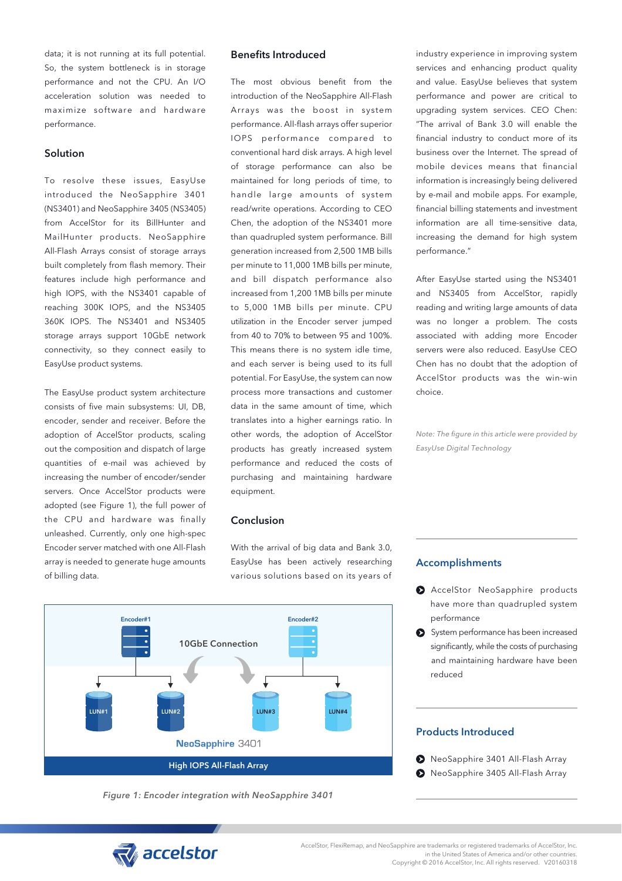data; it is not running at its full potential. So, the system bottleneck is in storage performance and not the CPU. An I/O acceleration solution was needed to maximize software and hardware performance.

## Solution

To resolve these issues, EasyUse introduced the NeoSapphire 3401 (NS3401) and NeoSapphire 3405 (NS3405) from AccelStor for its BillHunter and MailHunter products. NeoSapphire All-Flash Arrays consist of storage arrays built completely from flash memory. Their features include high performance and high IOPS, with the NS3401 capable of reaching 300K IOPS, and the NS3405 360K IOPS. The NS3401 and NS3405 storage arrays support 10GbE network connectivity, so they connect easily to EasyUse product systems.

The EasyUse product system architecture consists of five main subsystems: UI, DB, encoder, sender and receiver. Before the adoption of AccelStor products, scaling out the composition and dispatch of large quantities of e-mail was achieved by increasing the number of encoder/sender servers. Once AccelStor products were adopted (see Figure 1), the full power of the CPU and hardware was finally unleashed. Currently, only one high-spec Encoder server matched with one All-Flash array is needed to generate huge amounts of billing data.

## Benefits Introduced

The most obvious benefit from the introduction of the NeoSapphire All-Flash Arrays was the boost in system performance. All-flash arrays offer superior IOPS performance compared to conventional hard disk arrays. A high level of storage performance can also be maintained for long periods of time, to handle large amounts of system read/write operations. According to CEO Chen, the adoption of the NS3401 more than quadrupled system performance. Bill generation increased from 2,500 1MB bills per minute to 11,000 1MB bills per minute, and bill dispatch performance also increased from 1,200 1MB bills per minute to 5,000 1MB bills per minute. CPU utilization in the Encoder server jumped from 40 to 70% to between 95 and 100%. This means there is no system idle time, and each server is being used to its full potential. For EasyUse, the system can now process more transactions and customer data in the same amount of time, which translates into a higher earnings ratio. In other words, the adoption of AccelStor products has greatly increased system performance and reduced the costs of purchasing and maintaining hardware equipment.

## Conclusion

With the arrival of big data and Bank 3.0, EasyUse has been actively researching various solutions based on its years of industry experience in improving system services and enhancing product quality and value. EasyUse believes that system performance and power are critical to upgrading system services. CEO Chen: "The arrival of Bank 3.0 will enable the financial industry to conduct more of its business over the Internet. The spread of mobile devices means that financial information is increasingly being delivered by e-mail and mobile apps. For example, financial billing statements and investment information are all time-sensitive data, increasing the demand for high system performance."

After EasyUse started using the NS3401 and NS3405 from AccelStor, rapidly reading and writing large amounts of data was no longer a problem. The costs associated with adding more Encoder servers were also reduced. EasyUse CEO Chen has no doubt that the adoption of AccelStor products was the win-win choice.

*Note: The figure in this article were provided by EasyUse Digital Technology*

Encoder#1
Encoder#2
10GbE Connection
LUN#1
LUN#2
LUN#3
LUN#4
NeoSapphire 3401
High IOPS All-Flash Array

*Figure 1: Encoder integration with NeoSapphire 3401*

## Accomplishments

- AccelStor NeoSapphire products have more than quadrupled system performance
- System performance has been increased significantly, while the costs of purchasing and maintaining hardware have been reduced

## Products Introduced

- NeoSapphire 3401 All-Flash Array
- NeoSapphire 3405 All-Flash Array

accelstor

AccelStor, FlexiRemap, and NeoSapphire are trademarks or registered trademarks of AccelStor, Inc. in the United States of America and/or other countries.
Copyright © 2016 AccelStor, Inc. All rights reserved. V20160318